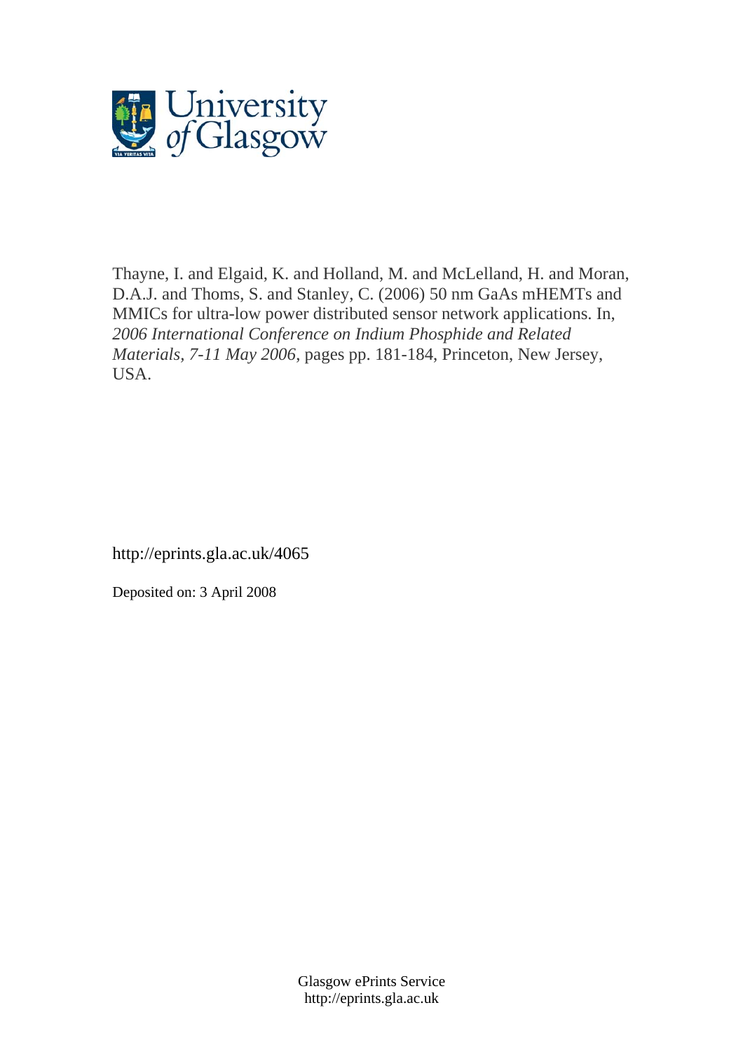University of Glasgow

Thayne, I. and Elgaid, K. and Holland, M. and McLelland, H. and Moran, D.A.J. and Thoms, S. and Stanley, C. (2006) 50 nm GaAs mHEMTs and MMICs for ultra-low power distributed sensor network applications. In, *2006 International Conference on Indium Phosphide and Related Materials, 7-11 May 2006*, pages pp. 181-184, Princeton, New Jersey, USA.

http://eprints.gla.ac.uk/4065

Deposited on: 3 April 2008

Glasgow ePrints Service
http://eprints.gla.ac.uk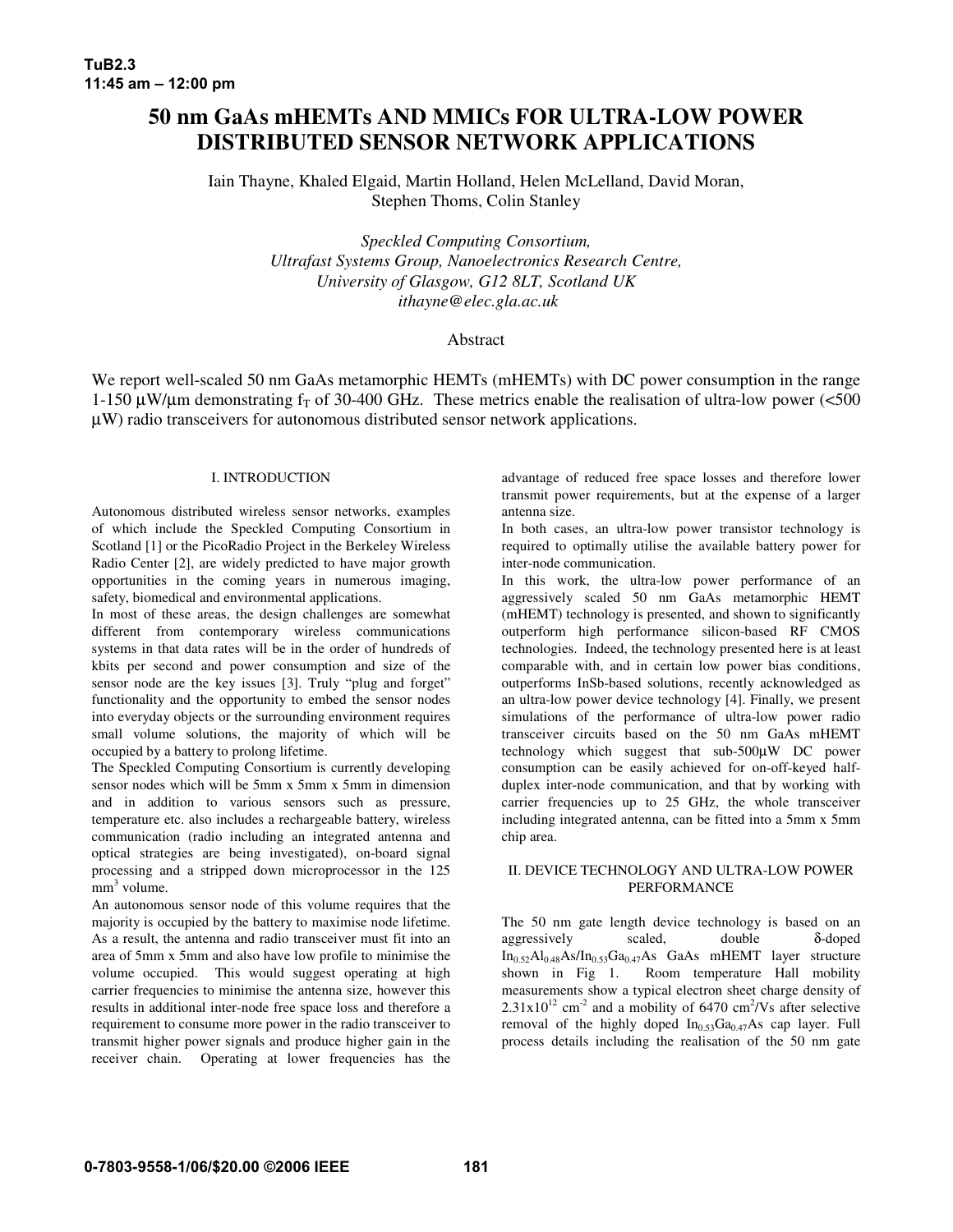# 50 nm GaAs mHEMTs AND MMICs FOR ULTRA-LOW POWER DISTRIBUTED SENSOR NETWORK APPLICATIONS

Iain Thayne, Khaled Elgaid, Martin Holland, Helen McLelland, David Moran, Stephen Thoms, Colin Stanley

*Speckled Computing Consortium,*
*Ultrafast Systems Group, Nanoelectronics Research Centre,*
*University of Glasgow, G12 8LT, Scotland UK*
*ithayne@elec.gla.ac.uk*

## Abstract

We report well-scaled 50 nm GaAs metamorphic HEMTs (mHEMTs) with DC power consumption in the range 1-150 μW/μm demonstrating $f_T$ of 30-400 GHz. These metrics enable the realisation of ultra-low power (<500 μW) radio transceivers for autonomous distributed sensor network applications.

## I. INTRODUCTION

Autonomous distributed wireless sensor networks, examples of which include the Speckled Computing Consortium in Scotland [1] or the PicoRadio Project in the Berkeley Wireless Radio Center [2], are widely predicted to have major growth opportunities in the coming years in numerous imaging, safety, biomedical and environmental applications.

In most of these areas, the design challenges are somewhat different from contemporary wireless communications systems in that data rates will be in the order of hundreds of kbits per second and power consumption and size of the sensor node are the key issues [3]. Truly "plug and forget" functionality and the opportunity to embed the sensor nodes into everyday objects or the surrounding environment requires small volume solutions, the majority of which will be occupied by a battery to prolong lifetime.

The Speckled Computing Consortium is currently developing sensor nodes which will be 5mm x 5mm x 5mm in dimension and in addition to various sensors such as pressure, temperature etc. also includes a rechargeable battery, wireless communication (radio including an integrated antenna and optical strategies are being investigated), on-board signal processing and a stripped down microprocessor in the 125 $mm^3$ volume.

An autonomous sensor node of this volume requires that the majority is occupied by the battery to maximise node lifetime. As a result, the antenna and radio transceiver must fit into an area of 5mm x 5mm and also have low profile to minimise the volume occupied. This would suggest operating at high carrier frequencies to minimise the antenna size, however this results in additional inter-node free space loss and therefore a requirement to consume more power in the radio transceiver to transmit higher power signals and produce higher gain in the receiver chain. Operating at lower frequencies has the advantage of reduced free space losses and therefore lower transmit power requirements, but at the expense of a larger antenna size.

In both cases, an ultra-low power transistor technology is required to optimally utilise the available battery power for inter-node communication.

In this work, the ultra-low power performance of an aggressively scaled 50 nm GaAs metamorphic HEMT (mHEMT) technology is presented, and shown to significantly outperform high performance silicon-based RF CMOS technologies. Indeed, the technology presented here is at least comparable with, and in certain low power bias conditions, outperforms InSb-based solutions, recently acknowledged as an ultra-low power device technology [4]. Finally, we present simulations of the performance of ultra-low power radio transceiver circuits based on the 50 nm GaAs mHEMT technology which suggest that sub-500μW DC power consumption can be easily achieved for on-off-keyed half-duplex inter-node communication, and that by working with carrier frequencies up to 25 GHz, the whole transceiver including integrated antenna, can be fitted into a 5mm x 5mm chip area.

## II. DEVICE TECHNOLOGY AND ULTRA-LOW POWER PERFORMANCE

The 50 nm gate length device technology is based on an aggressively scaled, double δ-doped $In_{0.52}Al_{0.48}As/In_{0.53}Ga_{0.47}As$ GaAs mHEMT layer structure shown in Fig 1. Room temperature Hall mobility measurements show a typical electron sheet charge density of $2.31 \times 10^{12}$ $cm^{-2}$ and a mobility of 6470 $cm^2/Vs$ after selective removal of the highly doped $In_{0.53}Ga_{0.47}As$ cap layer. Full process details including the realisation of the 50 nm gate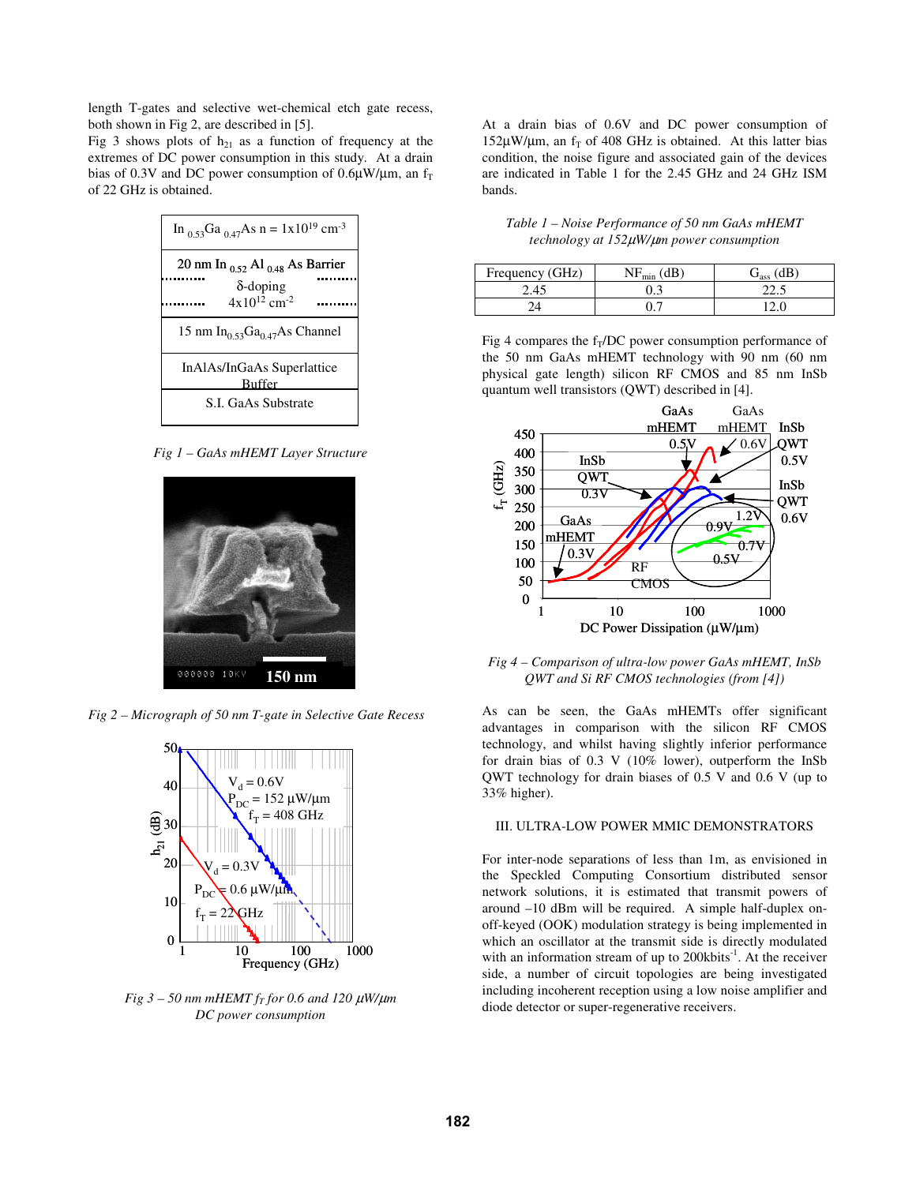length T-gates and selective wet-chemical etch gate recess, both shown in Fig 2, are described in [5].

Fig 3 shows plots of $h_{21}$ as a function of frequency at the extremes of DC power consumption in this study. At a drain bias of 0.3V and DC power consumption of 0.6μW/μm, an $f_T$ of 22 GHz is obtained.

| $In_{0.53}Ga_{0.47}As$ n = $1x10^{19}$ $cm^{-3}$ |
|---|
| 20 nm $In_{0.52}Al_{0.48}As$ Barrier, δ-doping $4x10^{12}$ $cm^{-2}$ |
| 15 nm $In_{0.53}Ga_{0.47}As$ Channel |
| InAlAs/InGaAs Superlattice Buffer |
| S.I. GaAs Substrate |

*Fig 1 – GaAs mHEMT Layer Structure*

*Fig 2 – Micrograph of 50 nm T-gate in Selective Gate Recess*

*Fig 3 – 50 nm mHEMT $f_T$ for 0.6 and 120 μW/μm DC power consumption*

At a drain bias of 0.6V and DC power consumption of 152μW/μm, an $f_T$ of 408 GHz is obtained. At this latter bias condition, the noise figure and associated gain of the devices are indicated in Table 1 for the 2.45 GHz and 24 GHz ISM bands.

*Table 1 – Noise Performance of 50 nm GaAs mHEMT technology at 152μW/μm power consumption*

| Frequency (GHz) | $NF_{min}$ (dB) | $G_{ass}$ (dB) |
|---|---|---|
| 2.45 | 0.3 | 22.5 |
| 24 | 0.7 | 12.0 |

Fig 4 compares the $f_T$/DC power consumption performance of the 50 nm GaAs mHEMT technology with 90 nm (60 nm physical gate length) silicon RF CMOS and 85 nm InSb quantum well transistors (QWT) described in [4].

*Fig 4 – Comparison of ultra-low power GaAs mHEMT, InSb QWT and Si RF CMOS technologies (from [4])*

As can be seen, the GaAs mHEMTs offer significant advantages in comparison with the silicon RF CMOS technology, and whilst having slightly inferior performance for drain bias of 0.3 V (10% lower), outperform the InSb QWT technology for drain biases of 0.5 V and 0.6 V (up to 33% higher).

## III. ULTRA-LOW POWER MMIC DEMONSTRATORS

For inter-node separations of less than 1m, as envisioned in the Speckled Computing Consortium distributed sensor network solutions, it is estimated that transmit powers of around –10 dBm will be required. A simple half-duplex on-off-keyed (OOK) modulation strategy is being implemented in which an oscillator at the transmit side is directly modulated with an information stream of up to 200kbits$^{-1}$. At the receiver side, a number of circuit topologies are being investigated including incoherent reception using a low noise amplifier and diode detector or super-regenerative receivers.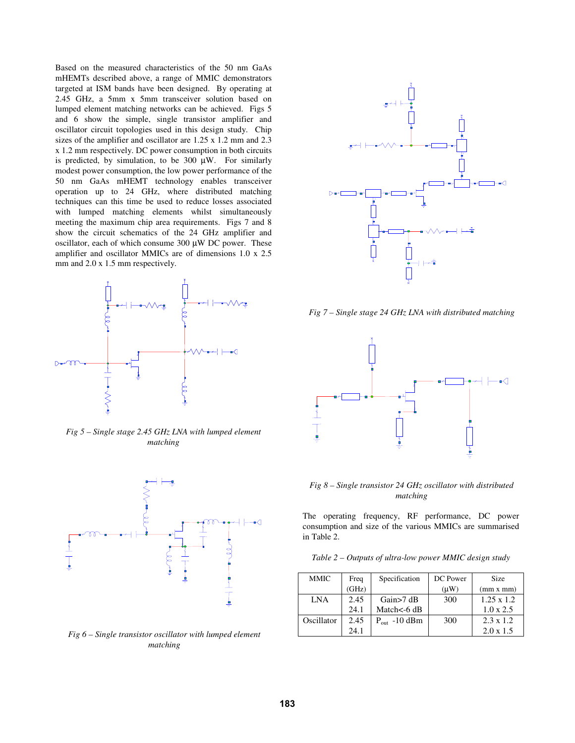Based on the measured characteristics of the 50 nm GaAs mHEMTs described above, a range of MMIC demonstrators targeted at ISM bands have been designed. By operating at 2.45 GHz, a 5mm x 5mm transceiver solution based on lumped element matching networks can be achieved. Figs 5 and 6 show the simple, single transistor amplifier and oscillator circuit topologies used in this design study. Chip sizes of the amplifier and oscillator are 1.25 x 1.2 mm and 2.3 x 1.2 mm respectively. DC power consumption in both circuits is predicted, by simulation, to be 300 µW. For similarly modest power consumption, the low power performance of the 50 nm GaAs mHEMT technology enables transceiver operation up to 24 GHz, where distributed matching techniques can this time be used to reduce losses associated with lumped matching elements whilst simultaneously meeting the maximum chip area requirements. Figs 7 and 8 show the circuit schematics of the 24 GHz amplifier and oscillator, each of which consume 300 µW DC power. These amplifier and oscillator MMICs are of dimensions 1.0 x 2.5 mm and 2.0 x 1.5 mm respectively.

*Fig 5 – Single stage 2.45 GHz LNA with lumped element matching*

*Fig 6 – Single transistor oscillator with lumped element matching*

*Fig 7 – Single stage 24 GHz LNA with distributed matching*

*Fig 8 – Single transistor 24 GHz oscillator with distributed matching*

The operating frequency, RF performance, DC power consumption and size of the various MMICs are summarised in Table 2.

*Table 2 – Outputs of ultra-low power MMIC design study*

| MMIC | Freq (GHz) | Specification | DC Power (µW) | Size (mm x mm) |
|---|---|---|---|---|
| LNA | 2.45<br>24.1 | Gain>7 dB<br>Match<-6 dB | 300 | 1.25 x 1.2<br>1.0 x 2.5 |
| Oscillator | 2.45<br>24.1 | $P_{out}$ -10 dBm | 300 | 2.3 x 1.2<br>2.0 x 1.5 |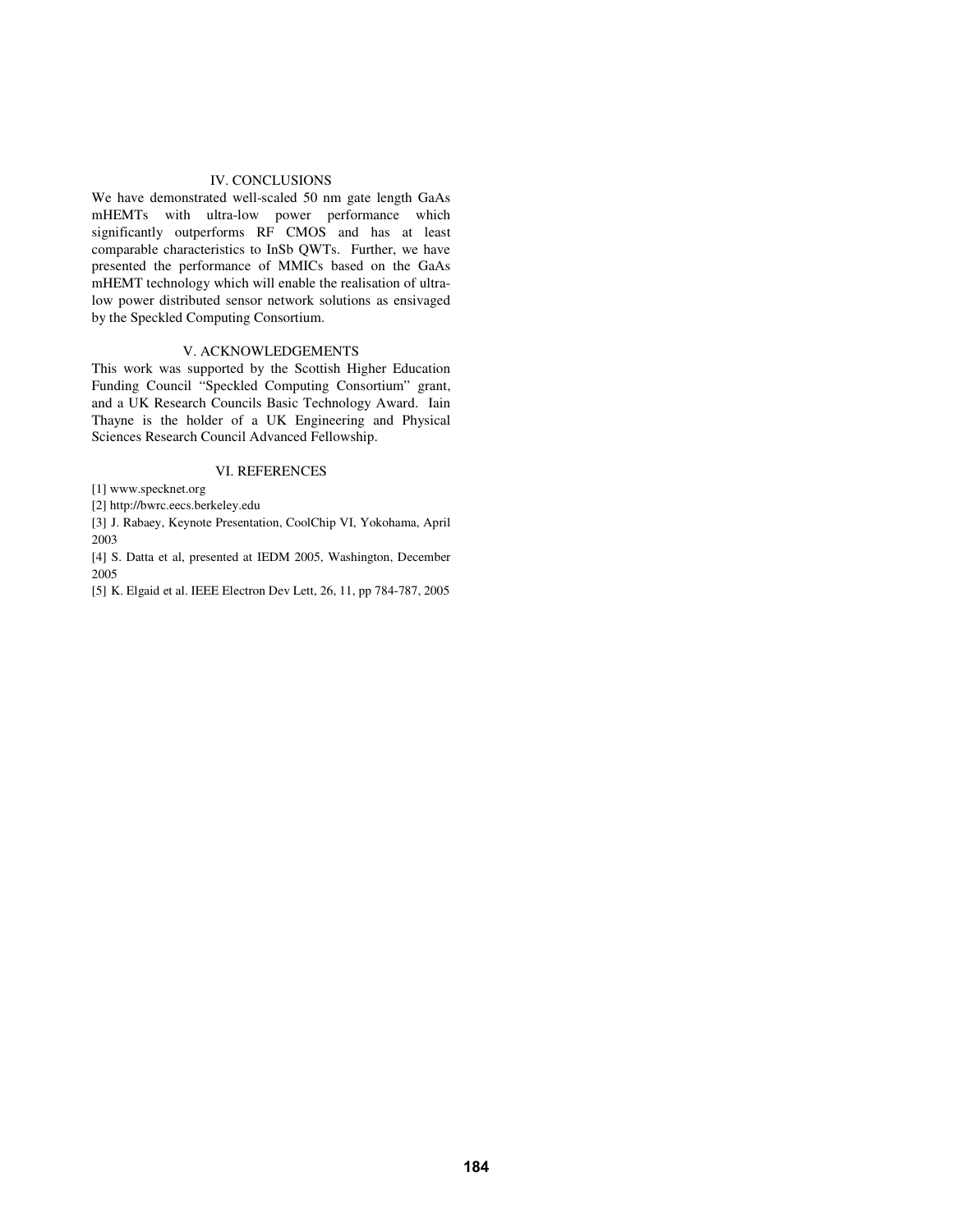## IV. CONCLUSIONS

We have demonstrated well-scaled 50 nm gate length GaAs mHEMTs with ultra-low power performance which significantly outperforms RF CMOS and has at least comparable characteristics to InSb QWTs. Further, we have presented the performance of MMICs based on the GaAs mHEMT technology which will enable the realisation of ultra-low power distributed sensor network solutions as ensivaged by the Speckled Computing Consortium.

## V. ACKNOWLEDGEMENTS

This work was supported by the Scottish Higher Education Funding Council "Speckled Computing Consortium" grant, and a UK Research Councils Basic Technology Award. Iain Thayne is the holder of a UK Engineering and Physical Sciences Research Council Advanced Fellowship.

## VI. REFERENCES

[1] www.specknet.org

[2] http://bwrc.eecs.berkeley.edu

[3] J. Rabaey, Keynote Presentation, CoolChip VI, Yokohama, April 2003

[4] S. Datta et al, presented at IEDM 2005, Washington, December 2005

[5] K. Elgaid et al. IEEE Electron Dev Lett, 26, 11, pp 784-787, 2005